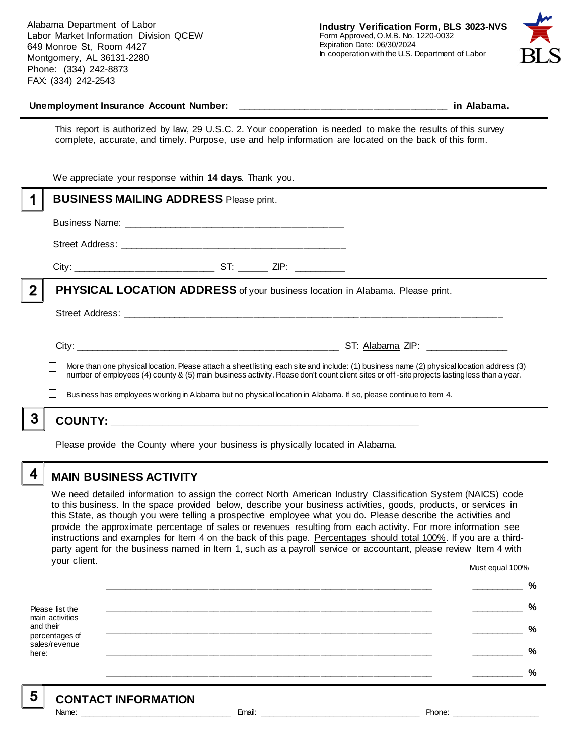Alabama Department of Labor
Labor Market Information Division QCEW
649 Monroe St, Room 4427
Montgomery, AL 36131-2280
Phone: (334) 242-8873
FAX: (334) 242-2543

**Industry Verification Form, BLS 3023-NVS**
Form Approved, O.M.B. No. 1220-0032
Expiration Date: 06/30/2024
In cooperation with the U.S. Department of Labor

**Unemployment Insurance Account Number:** ______________________________________ **in Alabama.**

This report is authorized by law, 29 U.S.C. 2. Your cooperation is needed to make the results of this survey complete, accurate, and timely. Purpose, use and help information are located on the back of this form.

We appreciate your response within **14 days**. Thank you.

## 1 BUSINESS MAILING ADDRESS Please print.

Business Name: ________________________________________

Street Address: ________________________________________

City: _________________________ ST: ______ ZIP: _________

## 2 PHYSICAL LOCATION ADDRESS of your business location in Alabama. Please print.

Street Address: ______________________________________________________________________

City: ______________________________________________ ST: Alabama ZIP: _______________

☐ More than one physical location. Please attach a sheet listing each site and include: (1) business name (2) physical location address (3) number of employees (4) county & (5) main business activity. Please don't count client sites or off-site projects lasting less than a year.

☐ Business has employees working in Alabama but no physical location in Alabama. If so, please continue to Item 4.

## 3 COUNTY: _______________________________________________________

Please provide the County where your business is physically located in Alabama.

## 4 MAIN BUSINESS ACTIVITY

We need detailed information to assign the correct North American Industry Classification System (NAICS) code to this business. In the space provided below, describe your business activities, goods, products, or services in this State, as though you were telling a prospective employee what you do. Please describe the activities and provide the approximate percentage of sales or revenues resulting from each activity. For more information see instructions and examples for Item 4 on the back of this page. Percentages should total 100%. If you are a third-party agent for the business named in Item 1, such as a payroll service or accountant, please review Item 4 with your client.

Please list the main activities and their percentages of sales/revenue here:

| | Must equal 100% |
|---|---|
| ____________________________________________________________ | __________ % |
| ____________________________________________________________ | __________ % |
| ____________________________________________________________ | __________ % |
| ____________________________________________________________ | __________ % |
| ____________________________________________________________ | __________ % |

## 5 CONTACT INFORMATION

Name: ______________________________ Email: ________________________________ Phone: __________________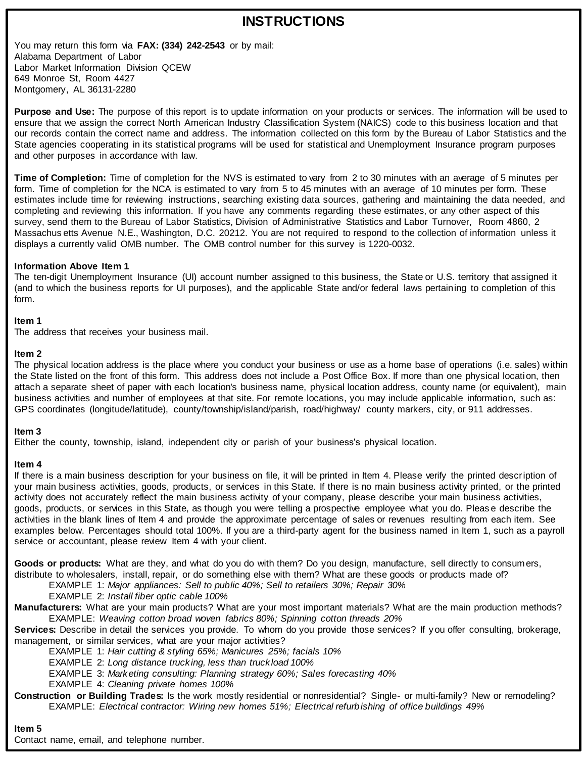# INSTRUCTIONS

You may return this form via **FAX: (334) 242-2543** or by mail:
Alabama Department of Labor
Labor Market Information Division QCEW
649 Monroe St, Room 4427
Montgomery, AL 36131-2280

**Purpose and Use:** The purpose of this report is to update information on your products or services. The information will be used to ensure that we assign the correct North American Industry Classification System (NAICS) code to this business location and that our records contain the correct name and address. The information collected on this form by the Bureau of Labor Statistics and the State agencies cooperating in its statistical programs will be used for statistical and Unemployment Insurance program purposes and other purposes in accordance with law.

**Time of Completion:** Time of completion for the NVS is estimated to vary from 2 to 30 minutes with an average of 5 minutes per form. Time of completion for the NCA is estimated to vary from 5 to 45 minutes with an average of 10 minutes per form. These estimates include time for reviewing instructions, searching existing data sources, gathering and maintaining the data needed, and completing and reviewing this information. If you have any comments regarding these estimates, or any other aspect of this survey, send them to the Bureau of Labor Statistics, Division of Administrative Statistics and Labor Turnover, Room 4860, 2 Massachusetts Avenue N.E., Washington, D.C. 20212. You are not required to respond to the collection of information unless it displays a currently valid OMB number. The OMB control number for this survey is 1220-0032.

**Information Above Item 1**
The ten-digit Unemployment Insurance (UI) account number assigned to this business, the State or U.S. territory that assigned it (and to which the business reports for UI purposes), and the applicable State and/or federal laws pertaining to completion of this form.

**Item 1**
The address that receives your business mail.

**Item 2**
The physical location address is the place where you conduct your business or use as a home base of operations (i.e. sales) within the State listed on the front of this form. This address does not include a Post Office Box. If more than one physical location, then attach a separate sheet of paper with each location's business name, physical location address, county name (or equivalent), main business activities and number of employees at that site. For remote locations, you may include applicable information, such as: GPS coordinates (longitude/latitude), county/township/island/parish, road/highway/ county markers, city, or 911 addresses.

**Item 3**
Either the county, township, island, independent city or parish of your business's physical location.

**Item 4**
If there is a main business description for your business on file, it will be printed in Item 4. Please verify the printed description of your main business activities, goods, products, or services in this State. If there is no main business activity printed, or the printed activity does not accurately reflect the main business activity of your company, please describe your main business activities, goods, products, or services in this State, as though you were telling a prospective employee what you do. Please describe the activities in the blank lines of Item 4 and provide the approximate percentage of sales or revenues resulting from each item. See examples below. Percentages should total 100%. If you are a third-party agent for the business named in Item 1, such as a payroll service or accountant, please review Item 4 with your client.

**Goods or products:** What are they, and what do you do with them? Do you design, manufacture, sell directly to consumers, distribute to wholesalers, install, repair, or do something else with them? What are these goods or products made of?
EXAMPLE 1: *Major appliances: Sell to public 40%; Sell to retailers 30%; Repair 30%*
EXAMPLE 2: *Install fiber optic cable 100%*

**Manufacturers:** What are your main products? What are your most important materials? What are the main production methods?
EXAMPLE: *Weaving cotton broad woven fabrics 80%; Spinning cotton threads 20%*

**Services:** Describe in detail the services you provide. To whom do you provide those services? If you offer consulting, brokerage, management, or similar services, what are your major activities?
EXAMPLE 1: *Hair cutting & styling 65%; Manicures 25%; facials 10%*
EXAMPLE 2: *Long distance trucking, less than truckload 100%*
EXAMPLE 3: *Marketing consulting: Planning strategy 60%; Sales forecasting 40%*
EXAMPLE 4: *Cleaning private homes 100%*

**Construction or Building Trades:** Is the work mostly residential or nonresidential? Single- or multi-family? New or remodeling?
EXAMPLE: *Electrical contractor: Wiring new homes 51%; Electrical refurbishing of office buildings 49%*

**Item 5**
Contact name, email, and telephone number.